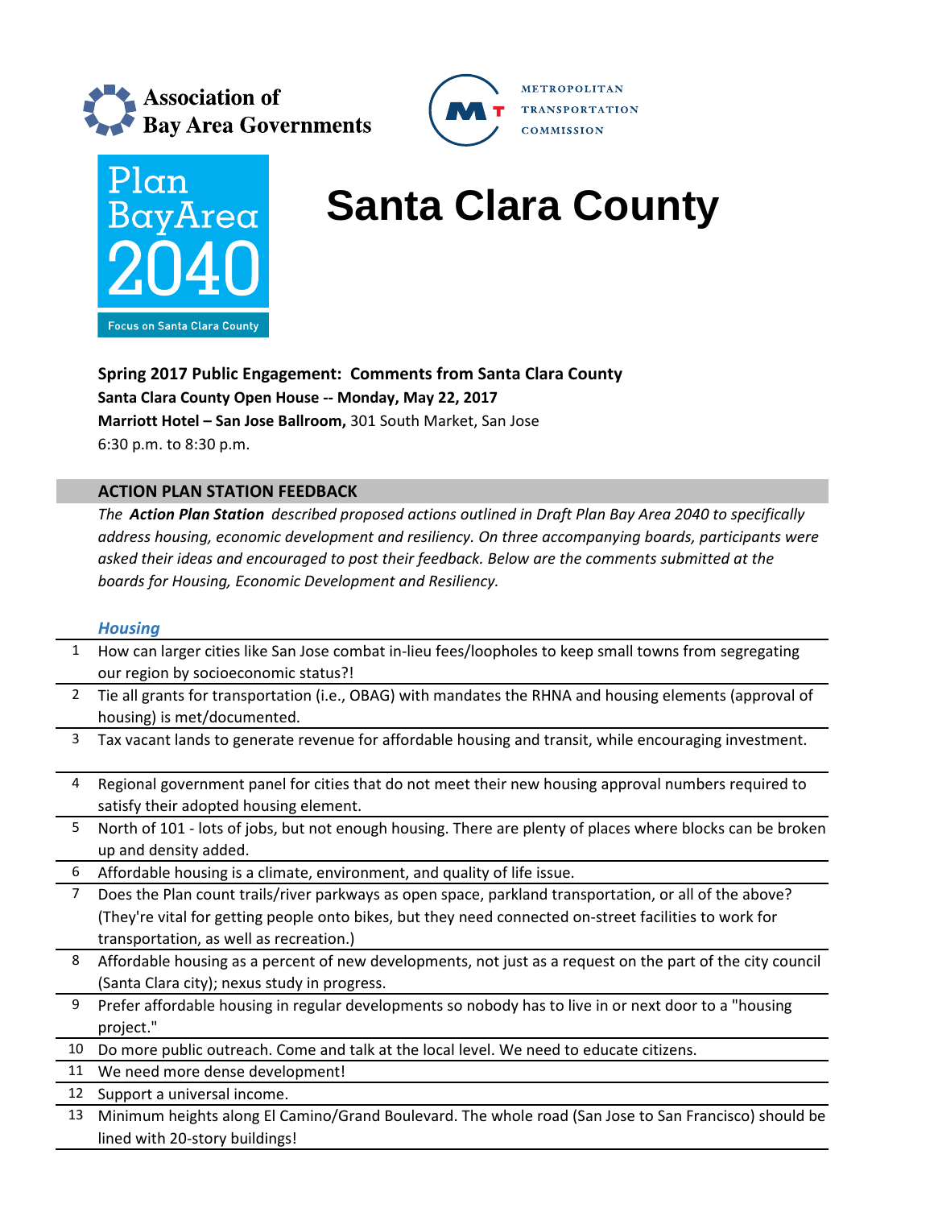Association of Bay Area Governments

METROPOLITAN TRANSPORTATION COMMISSION

Plan Bay Area 2040

Focus on Santa Clara County

# Santa Clara County

**Spring 2017 Public Engagement: Comments from Santa Clara County**
**Santa Clara County Open House -- Monday, May 22, 2017**
**Marriott Hotel – San Jose Ballroom,** 301 South Market, San Jose
6:30 p.m. to 8:30 p.m.

## ACTION PLAN STATION FEEDBACK

*The* ***Action Plan Station*** *described proposed actions outlined in Draft Plan Bay Area 2040 to specifically address housing, economic development and resiliency. On three accompanying boards, participants were asked their ideas and encouraged to post their feedback. Below are the comments submitted at the boards for Housing, Economic Development and Resiliency.*

### *Housing*

| # | Comment |
|---|---|
| 1 | How can larger cities like San Jose combat in-lieu fees/loopholes to keep small towns from segregating our region by socioeconomic status?! |
| 2 | Tie all grants for transportation (i.e., OBAG) with mandates the RHNA and housing elements (approval of housing) is met/documented. |
| 3 | Tax vacant lands to generate revenue for affordable housing and transit, while encouraging investment. |
| 4 | Regional government panel for cities that do not meet their new housing approval numbers required to satisfy their adopted housing element. |
| 5 | North of 101 - lots of jobs, but not enough housing. There are plenty of places where blocks can be broken up and density added. |
| 6 | Affordable housing is a climate, environment, and quality of life issue. |
| 7 | Does the Plan count trails/river parkways as open space, parkland transportation, or all of the above? (They're vital for getting people onto bikes, but they need connected on-street facilities to work for transportation, as well as recreation.) |
| 8 | Affordable housing as a percent of new developments, not just as a request on the part of the city council (Santa Clara city); nexus study in progress. |
| 9 | Prefer affordable housing in regular developments so nobody has to live in or next door to a "housing project." |
| 10 | Do more public outreach. Come and talk at the local level. We need to educate citizens. |
| 11 | We need more dense development! |
| 12 | Support a universal income. |
| 13 | Minimum heights along El Camino/Grand Boulevard. The whole road (San Jose to San Francisco) should be lined with 20-story buildings! |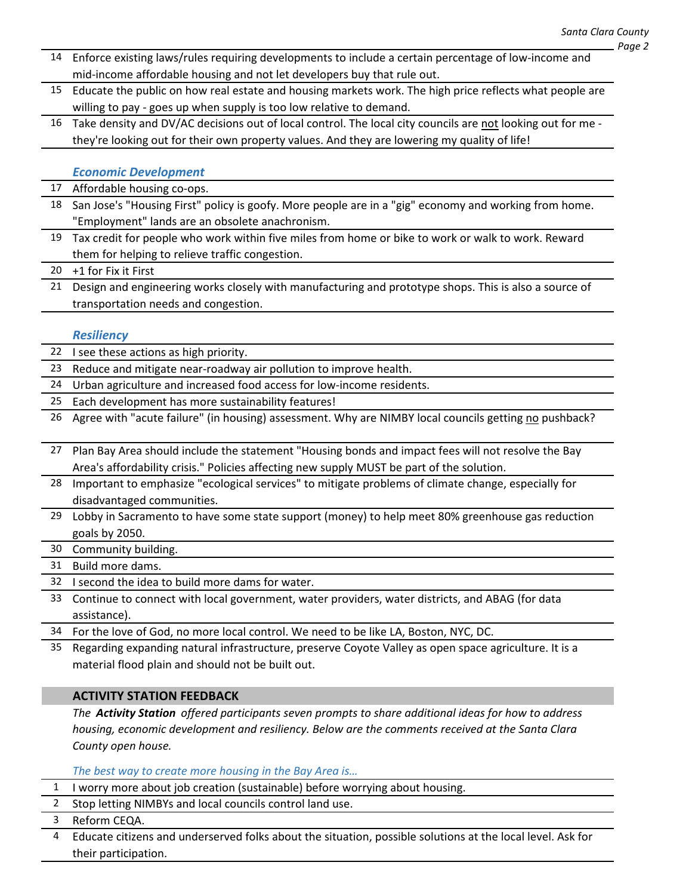14 Enforce existing laws/rules requiring developments to include a certain percentage of low-income and mid-income affordable housing and not let developers buy that rule out.

15 Educate the public on how real estate and housing markets work. The high price reflects what people are willing to pay - goes up when supply is too low relative to demand.

16 Take density and DV/AC decisions out of local control. The local city councils are <u>not</u> looking out for me - they're looking out for their own property values. And they are lowering my quality of life!

### *Economic Development*

17 Affordable housing co-ops.

18 San Jose's "Housing First" policy is goofy. More people are in a "gig" economy and working from home. "Employment" lands are an obsolete anachronism.

19 Tax credit for people who work within five miles from home or bike to work or walk to work. Reward them for helping to relieve traffic congestion.

20 +1 for Fix it First

21 Design and engineering works closely with manufacturing and prototype shops. This is also a source of transportation needs and congestion.

### *Resiliency*

22 I see these actions as high priority.

23 Reduce and mitigate near-roadway air pollution to improve health.

24 Urban agriculture and increased food access for low-income residents.

25 Each development has more sustainability features!

26 Agree with "acute failure" (in housing) assessment. Why are NIMBY local councils getting <u>no</u> pushback?

27 Plan Bay Area should include the statement "Housing bonds and impact fees will not resolve the Bay Area's affordability crisis." Policies affecting new supply MUST be part of the solution.

28 Important to emphasize "ecological services" to mitigate problems of climate change, especially for disadvantaged communities.

29 Lobby in Sacramento to have some state support (money) to help meet 80% greenhouse gas reduction goals by 2050.

30 Community building.

31 Build more dams.

32 I second the idea to build more dams for water.

33 Continue to connect with local government, water providers, water districts, and ABAG (for data assistance).

34 For the love of God, no more local control. We need to be like LA, Boston, NYC, DC.

35 Regarding expanding natural infrastructure, preserve Coyote Valley as open space agriculture. It is a material flood plain and should not be built out.

## ACTIVITY STATION FEEDBACK

*The **Activity Station** offered participants seven prompts to share additional ideas for how to address housing, economic development and resiliency. Below are the comments received at the Santa Clara County open house.*

### *The best way to create more housing in the Bay Area is…*

1 I worry more about job creation (sustainable) before worrying about housing.

2 Stop letting NIMBYs and local councils control land use.

3 Reform CEQA.

4 Educate citizens and underserved folks about the situation, possible solutions at the local level. Ask for their participation.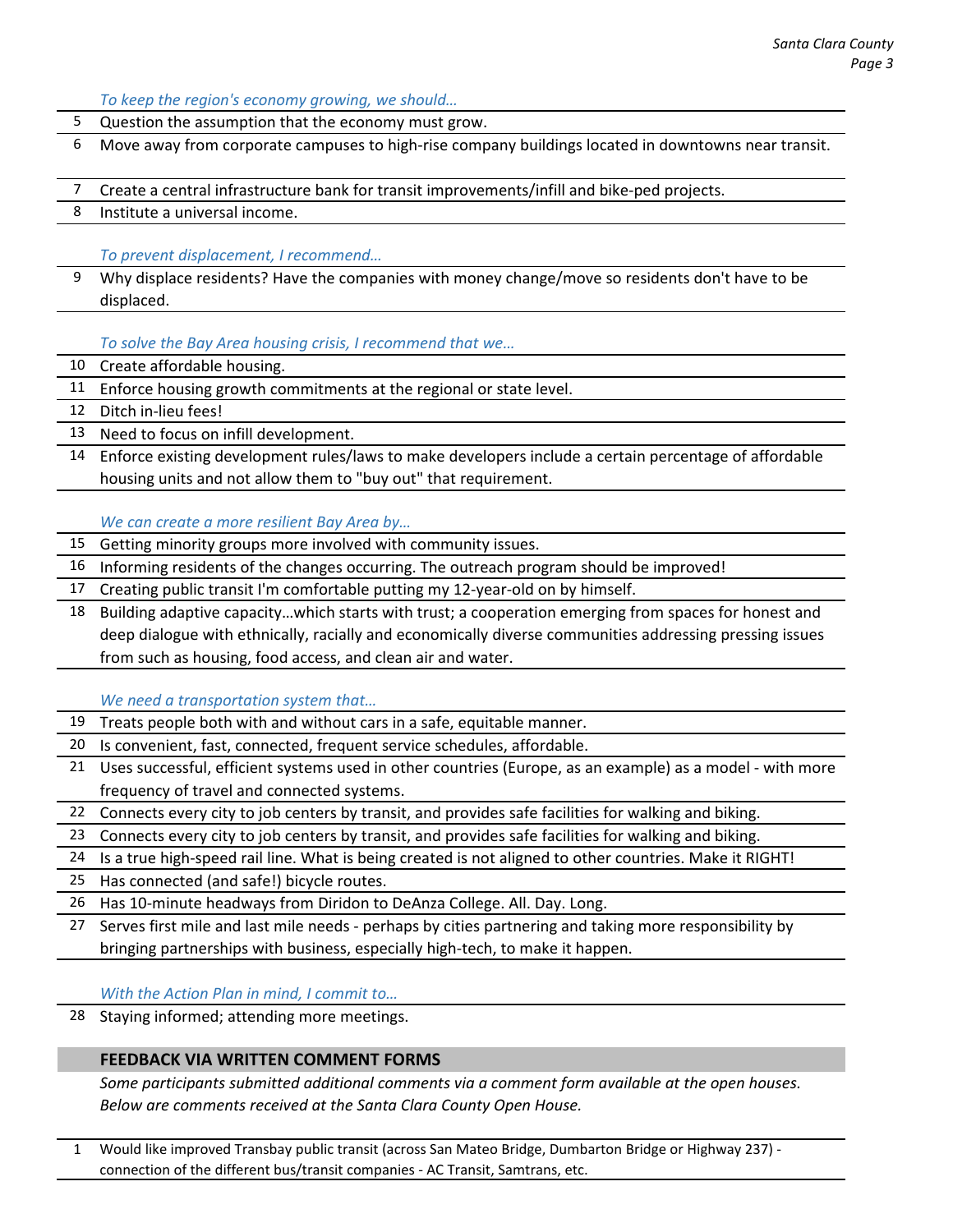*To keep the region's economy growing, we should…*

| | |
|---|---|
| 5 | Question the assumption that the economy must grow. |
| 6 | Move away from corporate campuses to high-rise company buildings located in downtowns near transit. |
| 7 | Create a central infrastructure bank for transit improvements/infill and bike-ped projects. |
| 8 | Institute a universal income. |

*To prevent displacement, I recommend…*

| | |
|---|---|
| 9 | Why displace residents? Have the companies with money change/move so residents don't have to be displaced. |

*To solve the Bay Area housing crisis, I recommend that we…*

| | |
|---|---|
| 10 | Create affordable housing. |
| 11 | Enforce housing growth commitments at the regional or state level. |
| 12 | Ditch in-lieu fees! |
| 13 | Need to focus on infill development. |
| 14 | Enforce existing development rules/laws to make developers include a certain percentage of affordable housing units and not allow them to "buy out" that requirement. |

*We can create a more resilient Bay Area by…*

| | |
|---|---|
| 15 | Getting minority groups more involved with community issues. |
| 16 | Informing residents of the changes occurring. The outreach program should be improved! |
| 17 | Creating public transit I'm comfortable putting my 12-year-old on by himself. |
| 18 | Building adaptive capacity…which starts with trust; a cooperation emerging from spaces for honest and deep dialogue with ethnically, racially and economically diverse communities addressing pressing issues from such as housing, food access, and clean air and water. |

*We need a transportation system that…*

| | |
|---|---|
| 19 | Treats people both with and without cars in a safe, equitable manner. |
| 20 | Is convenient, fast, connected, frequent service schedules, affordable. |
| 21 | Uses successful, efficient systems used in other countries (Europe, as an example) as a model - with more frequency of travel and connected systems. |
| 22 | Connects every city to job centers by transit, and provides safe facilities for walking and biking. |
| 23 | Connects every city to job centers by transit, and provides safe facilities for walking and biking. |
| 24 | Is a true high-speed rail line. What is being created is not aligned to other countries. Make it RIGHT! |
| 25 | Has connected (and safe!) bicycle routes. |
| 26 | Has 10-minute headways from Diridon to DeAnza College. All. Day. Long. |
| 27 | Serves first mile and last mile needs - perhaps by cities partnering and taking more responsibility by bringing partnerships with business, especially high-tech, to make it happen. |

*With the Action Plan in mind, I commit to…*

| | |
|---|---|
| 28 | Staying informed; attending more meetings. |

## FEEDBACK VIA WRITTEN COMMENT FORMS

*Some participants submitted additional comments via a comment form available at the open houses. Below are comments received at the Santa Clara County Open House.*

| | |
|---|---|
| 1 | Would like improved Transbay public transit (across San Mateo Bridge, Dumbarton Bridge or Highway 237) - connection of the different bus/transit companies - AC Transit, Samtrans, etc. |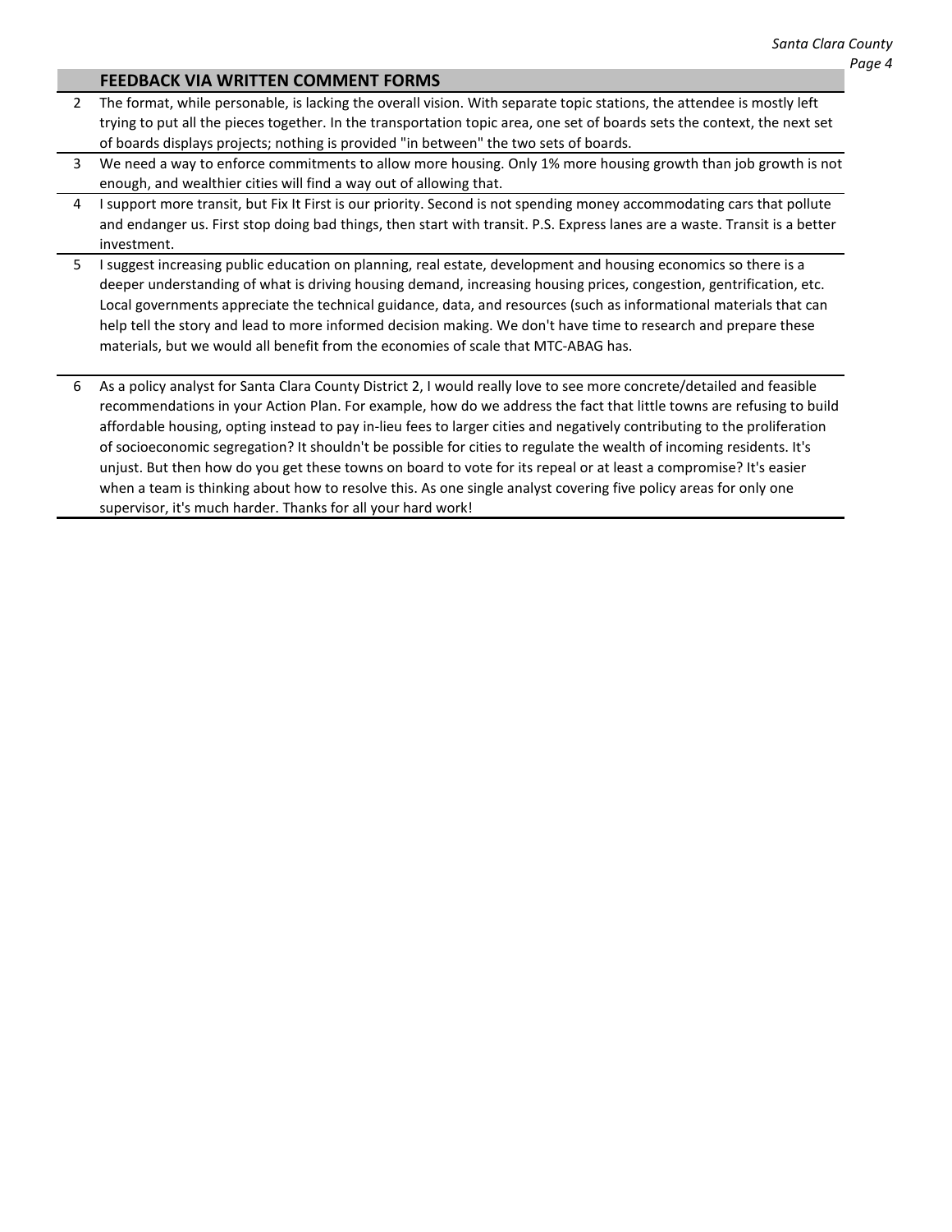## FEEDBACK VIA WRITTEN COMMENT FORMS

| | |
|---|---|
| 2 | The format, while personable, is lacking the overall vision. With separate topic stations, the attendee is mostly left trying to put all the pieces together. In the transportation topic area, one set of boards sets the context, the next set of boards displays projects; nothing is provided "in between" the two sets of boards. |
| 3 | We need a way to enforce commitments to allow more housing. Only 1% more housing growth than job growth is not enough, and wealthier cities will find a way out of allowing that. |
| 4 | I support more transit, but Fix It First is our priority. Second is not spending money accommodating cars that pollute and endanger us. First stop doing bad things, then start with transit. P.S. Express lanes are a waste. Transit is a better investment. |
| 5 | I suggest increasing public education on planning, real estate, development and housing economics so there is a deeper understanding of what is driving housing demand, increasing housing prices, congestion, gentrification, etc. Local governments appreciate the technical guidance, data, and resources (such as informational materials that can help tell the story and lead to more informed decision making. We don't have time to research and prepare these materials, but we would all benefit from the economies of scale that MTC-ABAG has. |
| 6 | As a policy analyst for Santa Clara County District 2, I would really love to see more concrete/detailed and feasible recommendations in your Action Plan. For example, how do we address the fact that little towns are refusing to build affordable housing, opting instead to pay in-lieu fees to larger cities and negatively contributing to the proliferation of socioeconomic segregation? It shouldn't be possible for cities to regulate the wealth of incoming residents. It's unjust. But then how do you get these towns on board to vote for its repeal or at least a compromise? It's easier when a team is thinking about how to resolve this. As one single analyst covering five policy areas for only one supervisor, it's much harder. Thanks for all your hard work! |